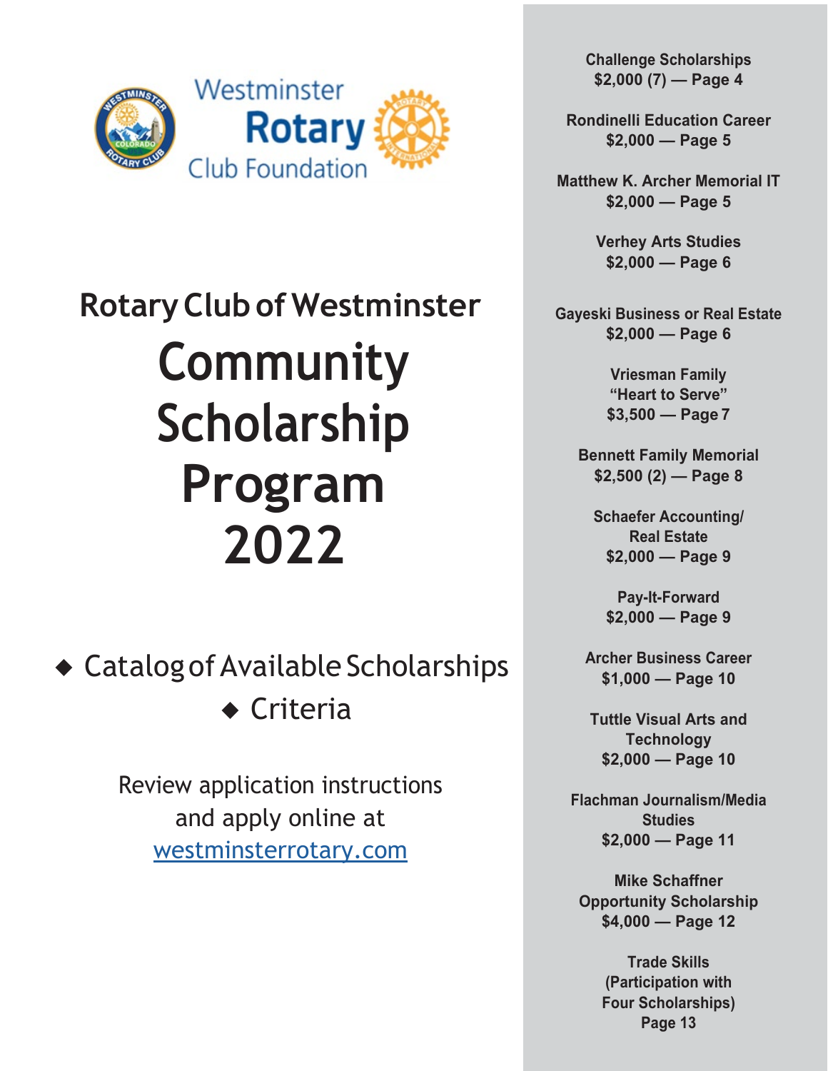Westminster Rotary Club Foundation

# Rotary Club of Westminster

# Community Scholarship Program 2022

- Catalog of Available Scholarships
- Criteria

Review application instructions and apply online at [westminsterrotary.com](westminsterrotary.com)

**Challenge Scholarships**
**$2,000 (7) — Page 4**

**Rondinelli Education Career**
**$2,000 — Page 5**

**Matthew K. Archer Memorial IT**
**$2,000 — Page 5**

**Verhey Arts Studies**
**$2,000 — Page 6**

**Gayeski Business or Real Estate**
**$2,000 — Page 6**

**Vriesman Family "Heart to Serve"**
**$3,500 — Page 7**

**Bennett Family Memorial**
**$2,500 (2) — Page 8**

**Schaefer Accounting/ Real Estate**
**$2,000 — Page 9**

**Pay-It-Forward**
**$2,000 — Page 9**

**Archer Business Career**
**$1,000 — Page 10**

**Tuttle Visual Arts and Technology**
**$2,000 — Page 10**

**Flachman Journalism/Media Studies**
**$2,000 — Page 11**

**Mike Schaffner Opportunity Scholarship**
**$4,000 — Page 12**

**Trade Skills (Participation with Four Scholarships)**
**Page 13**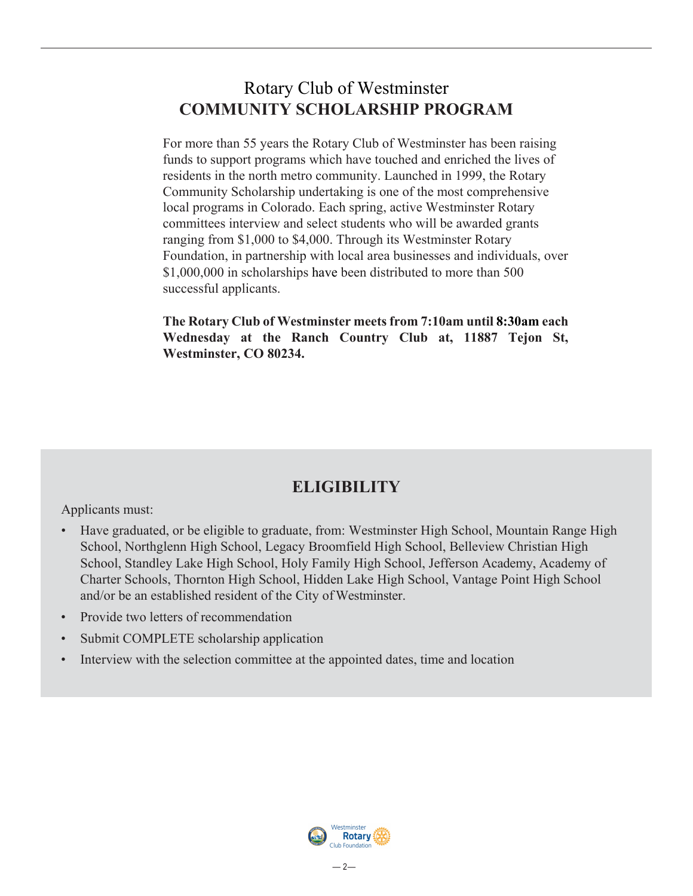# Rotary Club of Westminster
## COMMUNITY SCHOLARSHIP PROGRAM

For more than 55 years the Rotary Club of Westminster has been raising funds to support programs which have touched and enriched the lives of residents in the north metro community. Launched in 1999, the Rotary Community Scholarship undertaking is one of the most comprehensive local programs in Colorado. Each spring, active Westminster Rotary committees interview and select students who will be awarded grants ranging from $1,000 to $4,000. Through its Westminster Rotary Foundation, in partnership with local area businesses and individuals, over $1,000,000 in scholarships have been distributed to more than 500 successful applicants.

**The Rotary Club of Westminster meets from 7:10am until 8:30am each Wednesday at the Ranch Country Club at, 11887 Tejon St, Westminster, CO 80234.**

## ELIGIBILITY

Applicants must:

- Have graduated, or be eligible to graduate, from: Westminster High School, Mountain Range High School, Northglenn High School, Legacy Broomfield High School, Belleview Christian High School, Standley Lake High School, Holy Family High School, Jefferson Academy, Academy of Charter Schools, Thornton High School, Hidden Lake High School, Vantage Point High School and/or be an established resident of the City of Westminster.
- Provide two letters of recommendation
- Submit COMPLETE scholarship application
- Interview with the selection committee at the appointed dates, time and location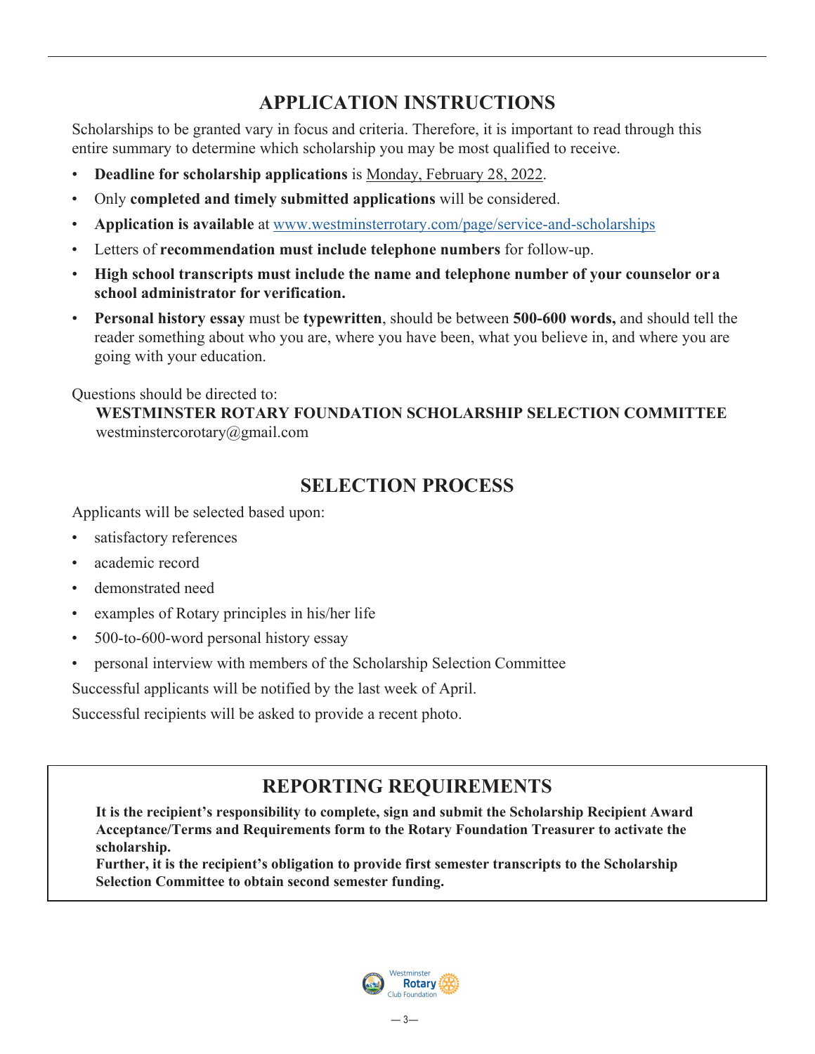## APPLICATION INSTRUCTIONS

Scholarships to be granted vary in focus and criteria. Therefore, it is important to read through this entire summary to determine which scholarship you may be most qualified to receive.

- **Deadline for scholarship applications** is Monday, February 28, 2022.
- Only **completed and timely submitted applications** will be considered.
- **Application is available** at www.westminsterrotary.com/page/service-and-scholarships
- Letters of **recommendation must include telephone numbers** for follow-up.
- **High school transcripts must include the name and telephone number of your counselor or a school administrator for verification.**
- **Personal history essay** must be **typewritten**, should be between **500-600 words,** and should tell the reader something about who you are, where you have been, what you believe in, and where you are going with your education.

Questions should be directed to:

**WESTMINSTER ROTARY FOUNDATION SCHOLARSHIP SELECTION COMMITTEE**
westminstercorotary@gmail.com

## SELECTION PROCESS

Applicants will be selected based upon:

- satisfactory references
- academic record
- demonstrated need
- examples of Rotary principles in his/her life
- 500-to-600-word personal history essay
- personal interview with members of the Scholarship Selection Committee

Successful applicants will be notified by the last week of April.

Successful recipients will be asked to provide a recent photo.

## REPORTING REQUIREMENTS

**It is the recipient's responsibility to complete, sign and submit the Scholarship Recipient Award Acceptance/Terms and Requirements form to the Rotary Foundation Treasurer to activate the scholarship.**

**Further, it is the recipient's obligation to provide first semester transcripts to the Scholarship Selection Committee to obtain second semester funding.**

Westminster Rotary Club Foundation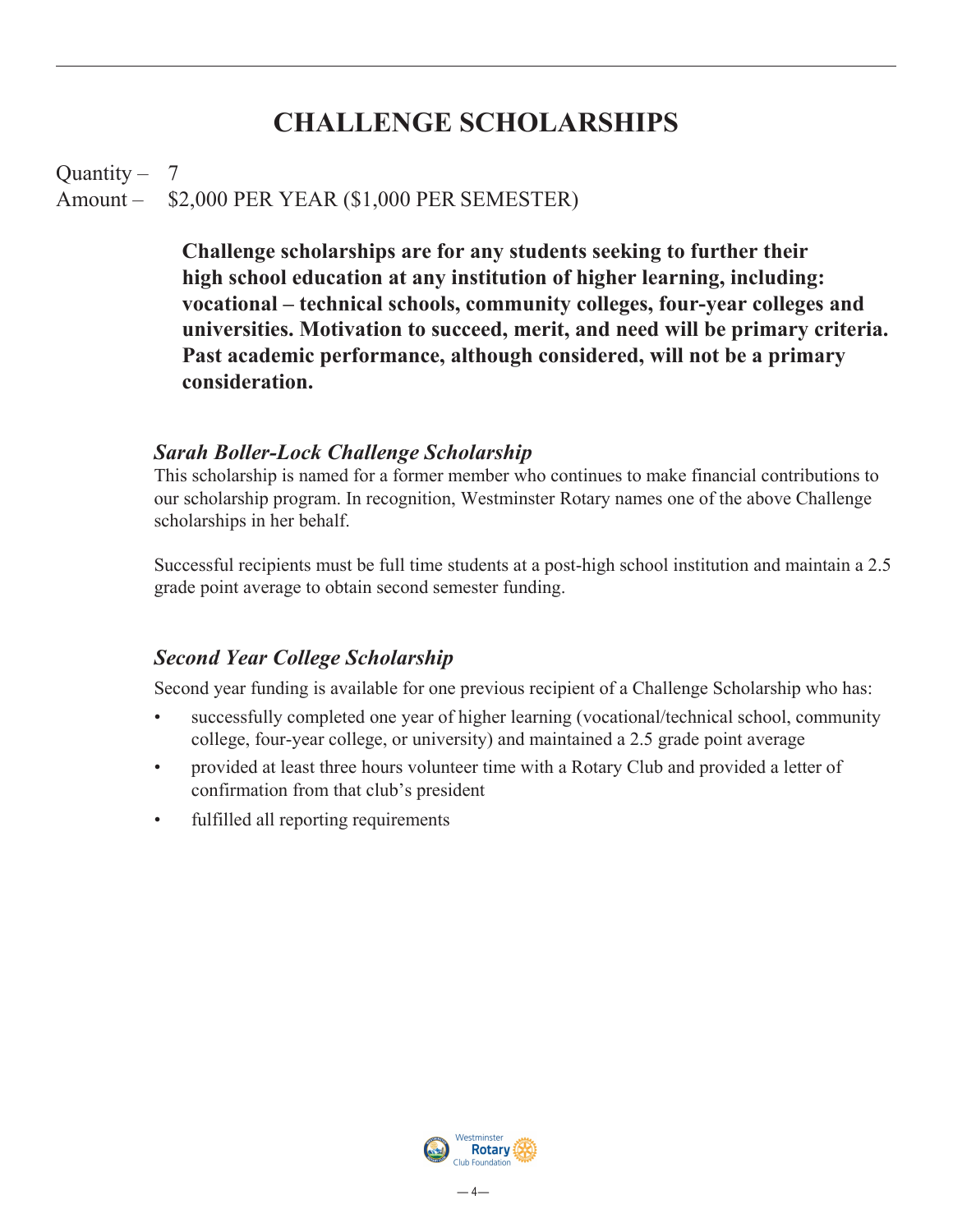# CHALLENGE SCHOLARSHIPS

Quantity – 7
Amount – $2,000 PER YEAR ($1,000 PER SEMESTER)

**Challenge scholarships are for any students seeking to further their high school education at any institution of higher learning, including: vocational – technical schools, community colleges, four-year colleges and universities. Motivation to succeed, merit, and need will be primary criteria. Past academic performance, although considered, will not be a primary consideration.**

### *Sarah Boller-Lock Challenge Scholarship*

This scholarship is named for a former member who continues to make financial contributions to our scholarship program. In recognition, Westminster Rotary names one of the above Challenge scholarships in her behalf.

Successful recipients must be full time students at a post-high school institution and maintain a 2.5 grade point average to obtain second semester funding.

### *Second Year College Scholarship*

Second year funding is available for one previous recipient of a Challenge Scholarship who has:

- successfully completed one year of higher learning (vocational/technical school, community college, four-year college, or university) and maintained a 2.5 grade point average
- provided at least three hours volunteer time with a Rotary Club and provided a letter of confirmation from that club's president
- fulfilled all reporting requirements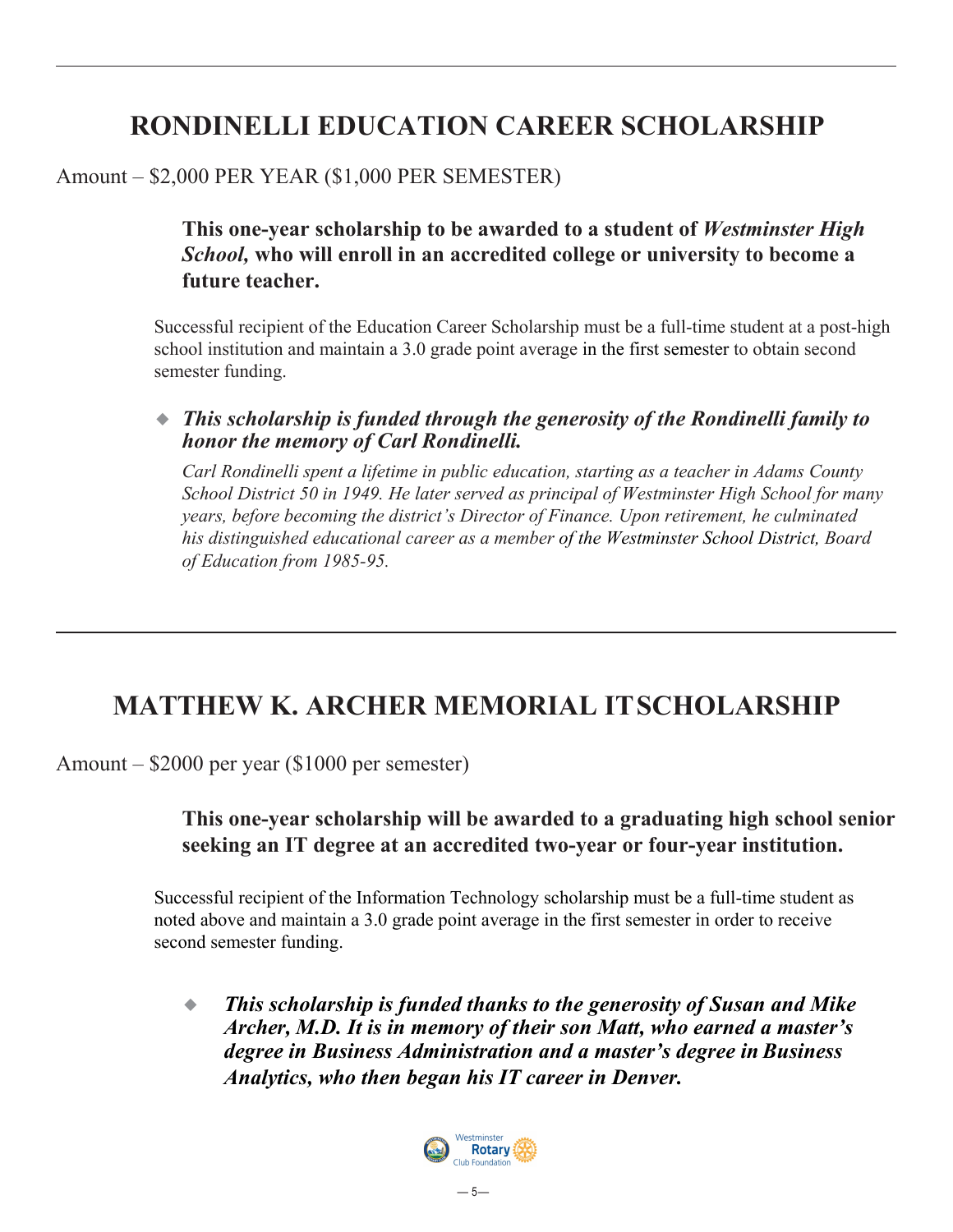# RONDINELLI EDUCATION CAREER SCHOLARSHIP

Amount – $2,000 PER YEAR ($1,000 PER SEMESTER)

**This one-year scholarship to be awarded to a student of *Westminster High School,* who will enroll in an accredited college or university to become a future teacher.**

Successful recipient of the Education Career Scholarship must be a full-time student at a post-high school institution and maintain a 3.0 grade point average in the first semester to obtain second semester funding.

- ***This scholarship is funded through the generosity of the Rondinelli family to honor the memory of Carl Rondinelli.***

*Carl Rondinelli spent a lifetime in public education, starting as a teacher in Adams County School District 50 in 1949. He later served as principal of Westminster High School for many years, before becoming the district's Director of Finance. Upon retirement, he culminated his distinguished educational career as a member of the Westminster School District, Board of Education from 1985-95.*

---

# MATTHEW K. ARCHER MEMORIAL IT SCHOLARSHIP

Amount – $2000 per year ($1000 per semester)

**This one-year scholarship will be awarded to a graduating high school senior seeking an IT degree at an accredited two-year or four-year institution.**

Successful recipient of the Information Technology scholarship must be a full-time student as noted above and maintain a 3.0 grade point average in the first semester in order to receive second semester funding.

- ***This scholarship is funded thanks to the generosity of Susan and Mike Archer, M.D. It is in memory of their son Matt, who earned a master's degree in Business Administration and a master's degree in Business Analytics, who then began his IT career in Denver.***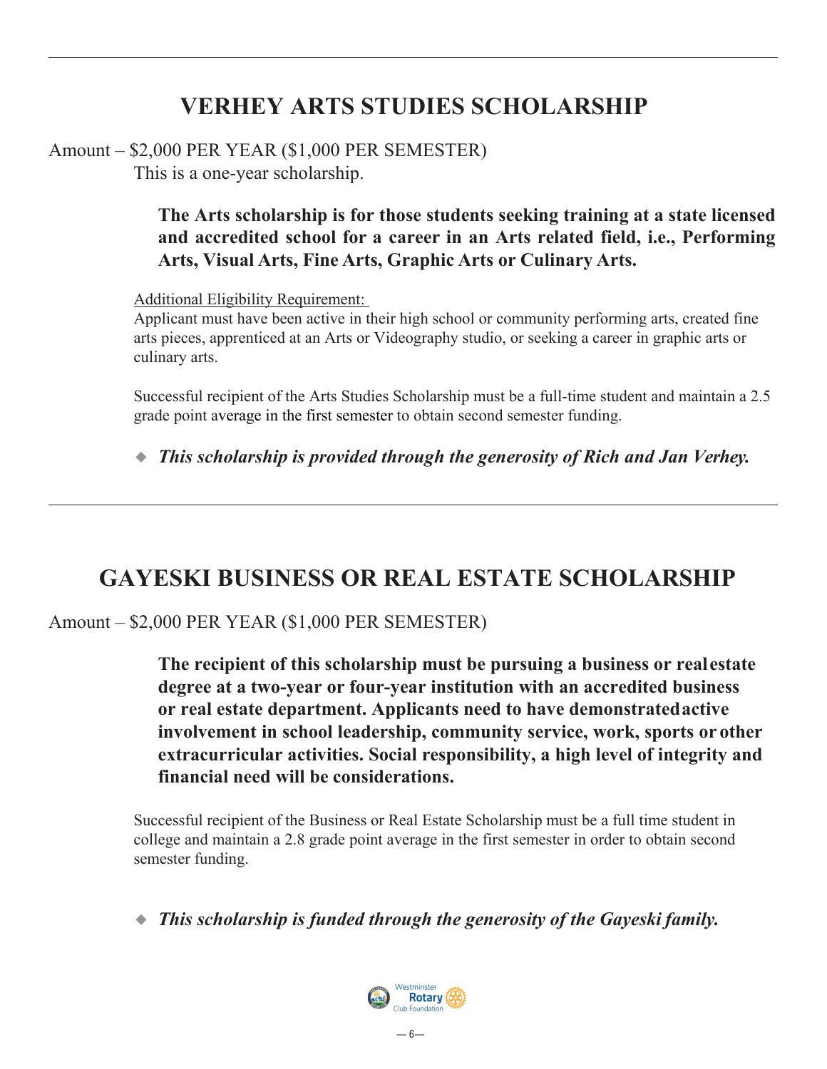## VERHEY ARTS STUDIES SCHOLARSHIP

Amount – $2,000 PER YEAR ($1,000 PER SEMESTER)

This is a one-year scholarship.

**The Arts scholarship is for those students seeking training at a state licensed and accredited school for a career in an Arts related field, i.e., Performing Arts, Visual Arts, Fine Arts, Graphic Arts or Culinary Arts.**

Additional Eligibility Requirement:

Applicant must have been active in their high school or community performing arts, created fine arts pieces, apprenticed at an Arts or Videography studio, or seeking a career in graphic arts or culinary arts.

Successful recipient of the Arts Studies Scholarship must be a full-time student and maintain a 2.5 grade point average in the first semester to obtain second semester funding.

- ***This scholarship is provided through the generosity of Rich and Jan Verhey.***

---

## GAYESKI BUSINESS OR REAL ESTATE SCHOLARSHIP

Amount – $2,000 PER YEAR ($1,000 PER SEMESTER)

**The recipient of this scholarship must be pursuing a business or real estate degree at a two-year or four-year institution with an accredited business or real estate department. Applicants need to have demonstrated active involvement in school leadership, community service, work, sports or other extracurricular activities. Social responsibility, a high level of integrity and financial need will be considerations.**

Successful recipient of the Business or Real Estate Scholarship must be a full time student in college and maintain a 2.8 grade point average in the first semester in order to obtain second semester funding.

- ***This scholarship is funded through the generosity of the Gayeski family.***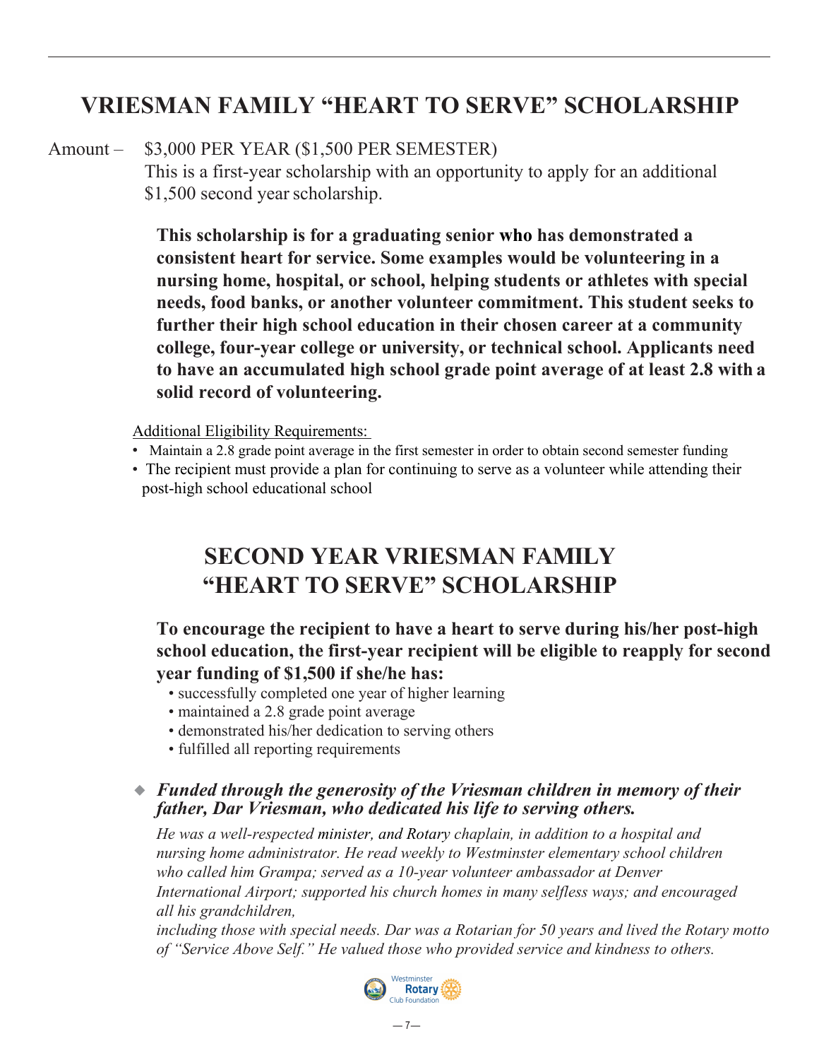# VRIESMAN FAMILY "HEART TO SERVE" SCHOLARSHIP

Amount – $3,000 PER YEAR ($1,500 PER SEMESTER)
This is a first-year scholarship with an opportunity to apply for an additional $1,500 second year scholarship.

**This scholarship is for a graduating senior who has demonstrated a consistent heart for service. Some examples would be volunteering in a nursing home, hospital, or school, helping students or athletes with special needs, food banks, or another volunteer commitment. This student seeks to further their high school education in their chosen career at a community college, four-year college or university, or technical school. Applicants need to have an accumulated high school grade point average of at least 2.8 with a solid record of volunteering.**

Additional Eligibility Requirements:

- Maintain a 2.8 grade point average in the first semester in order to obtain second semester funding
- The recipient must provide a plan for continuing to serve as a volunteer while attending their post-high school educational school

# SECOND YEAR VRIESMAN FAMILY "HEART TO SERVE" SCHOLARSHIP

**To encourage the recipient to have a heart to serve during his/her post-high school education, the first-year recipient will be eligible to reapply for second year funding of $1,500 if she/he has:**

- successfully completed one year of higher learning
- maintained a 2.8 grade point average
- demonstrated his/her dedication to serving others
- fulfilled all reporting requirements

◆ ***Funded through the generosity of the Vriesman children in memory of their father, Dar Vriesman, who dedicated his life to serving others.***

*He was a well-respected minister, and Rotary chaplain, in addition to a hospital and nursing home administrator. He read weekly to Westminster elementary school children who called him Grampa; served as a 10-year volunteer ambassador at Denver International Airport; supported his church homes in many selfless ways; and encouraged all his grandchildren, including those with special needs. Dar was a Rotarian for 50 years and lived the Rotary motto of "Service Above Self." He valued those who provided service and kindness to others.*

Westminster Rotary Club Foundation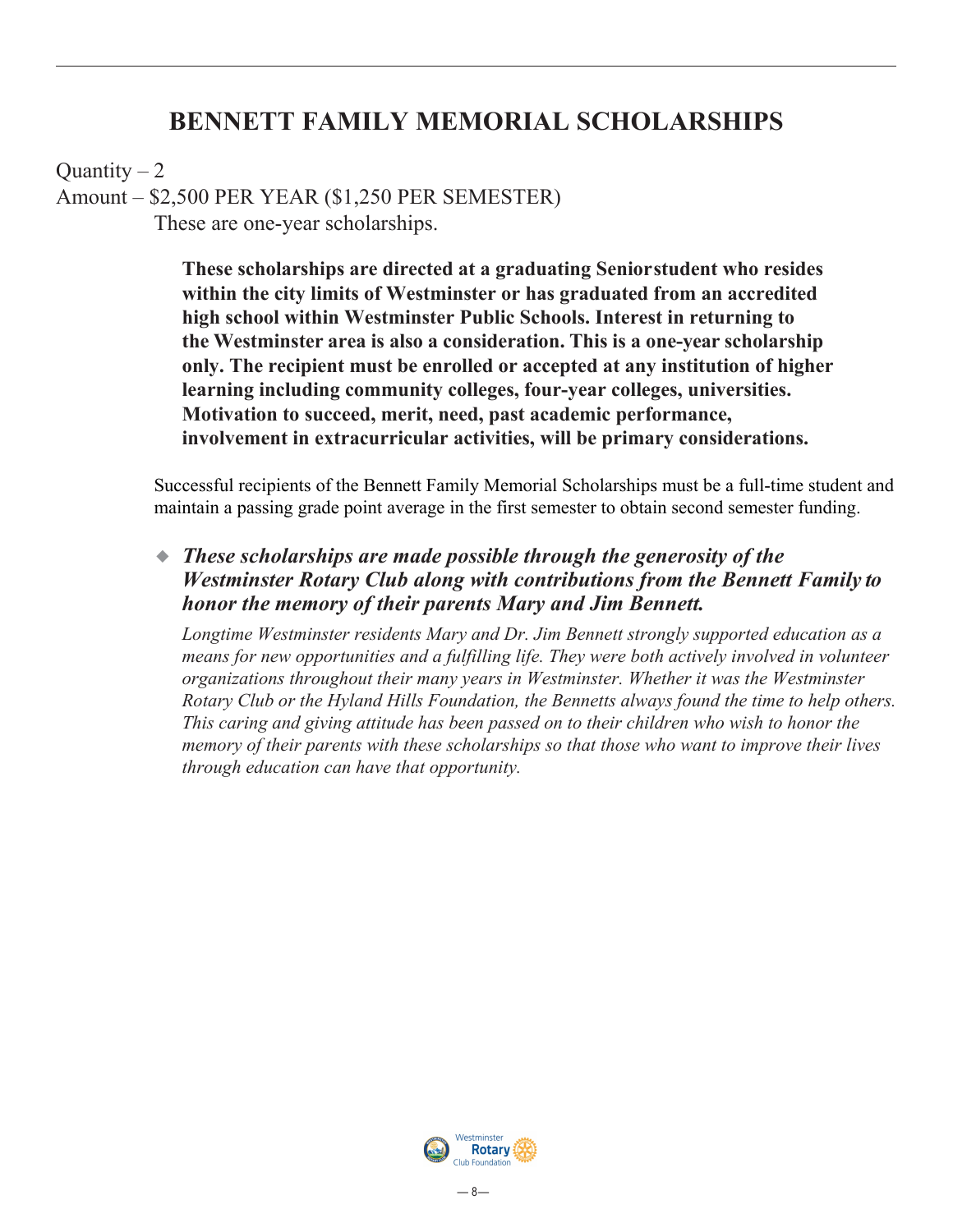# BENNETT FAMILY MEMORIAL SCHOLARSHIPS

Quantity – 2

Amount – $2,500 PER YEAR ($1,250 PER SEMESTER)

These are one-year scholarships.

**These scholarships are directed at a graduating Seniorstudent who resides within the city limits of Westminster or has graduated from an accredited high school within Westminster Public Schools. Interest in returning to the Westminster area is also a consideration. This is a one-year scholarship only. The recipient must be enrolled or accepted at any institution of higher learning including community colleges, four-year colleges, universities. Motivation to succeed, merit, need, past academic performance, involvement in extracurricular activities, will be primary considerations.**

Successful recipients of the Bennett Family Memorial Scholarships must be a full-time student and maintain a passing grade point average in the first semester to obtain second semester funding.

- ***These scholarships are made possible through the generosity of the Westminster Rotary Club along with contributions from the Bennett Family to honor the memory of their parents Mary and Jim Bennett.***

*Longtime Westminster residents Mary and Dr. Jim Bennett strongly supported education as a means for new opportunities and a fulfilling life. They were both actively involved in volunteer organizations throughout their many years in Westminster. Whether it was the Westminster Rotary Club or the Hyland Hills Foundation, the Bennetts always found the time to help others. This caring and giving attitude has been passed on to their children who wish to honor the memory of their parents with these scholarships so that those who want to improve their lives through education can have that opportunity.*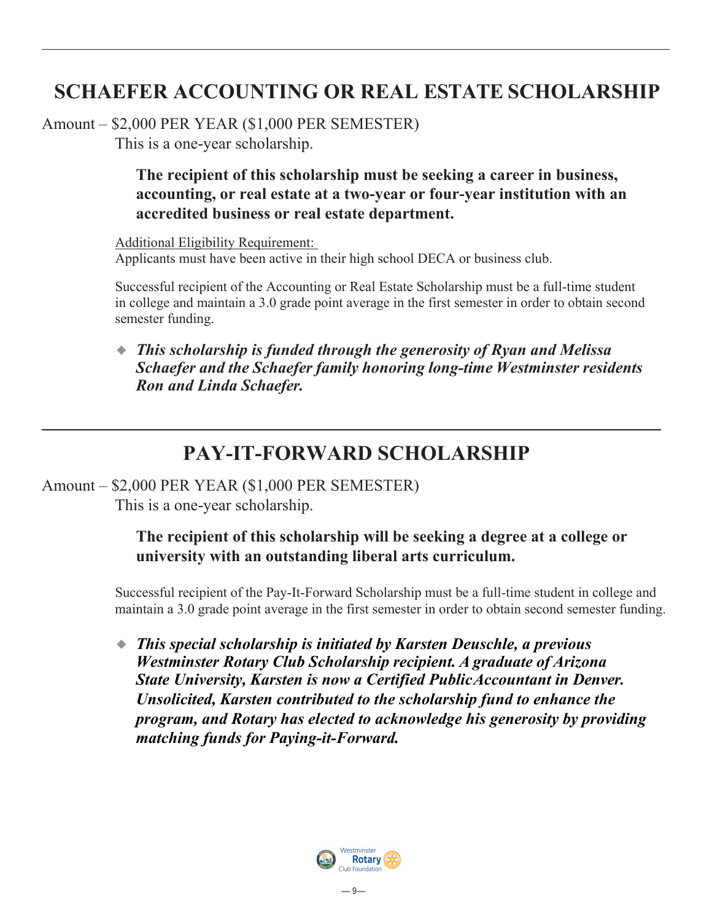## SCHAEFER ACCOUNTING OR REAL ESTATE SCHOLARSHIP

Amount – $2,000 PER YEAR ($1,000 PER SEMESTER)

This is a one-year scholarship.

**The recipient of this scholarship must be seeking a career in business, accounting, or real estate at a two-year or four-year institution with an accredited business or real estate department.**

Additional Eligibility Requirement:

Applicants must have been active in their high school DECA or business club.

Successful recipient of the Accounting or Real Estate Scholarship must be a full-time student in college and maintain a 3.0 grade point average in the first semester in order to obtain second semester funding.

- ***This scholarship is funded through the generosity of Ryan and Melissa Schaefer and the Schaefer family honoring long-time Westminster residents Ron and Linda Schaefer.***

## PAY-IT-FORWARD SCHOLARSHIP

Amount – $2,000 PER YEAR ($1,000 PER SEMESTER)

This is a one-year scholarship.

**The recipient of this scholarship will be seeking a degree at a college or university with an outstanding liberal arts curriculum.**

Successful recipient of the Pay-It-Forward Scholarship must be a full-time student in college and maintain a 3.0 grade point average in the first semester in order to obtain second semester funding.

- ***This special scholarship is initiated by Karsten Deuschle, a previous Westminster Rotary Club Scholarship recipient. A graduate of Arizona State University, Karsten is now a Certified Public Accountant in Denver. Unsolicited, Karsten contributed to the scholarship fund to enhance the program, and Rotary has elected to acknowledge his generosity by providing matching funds for Paying-it-Forward.***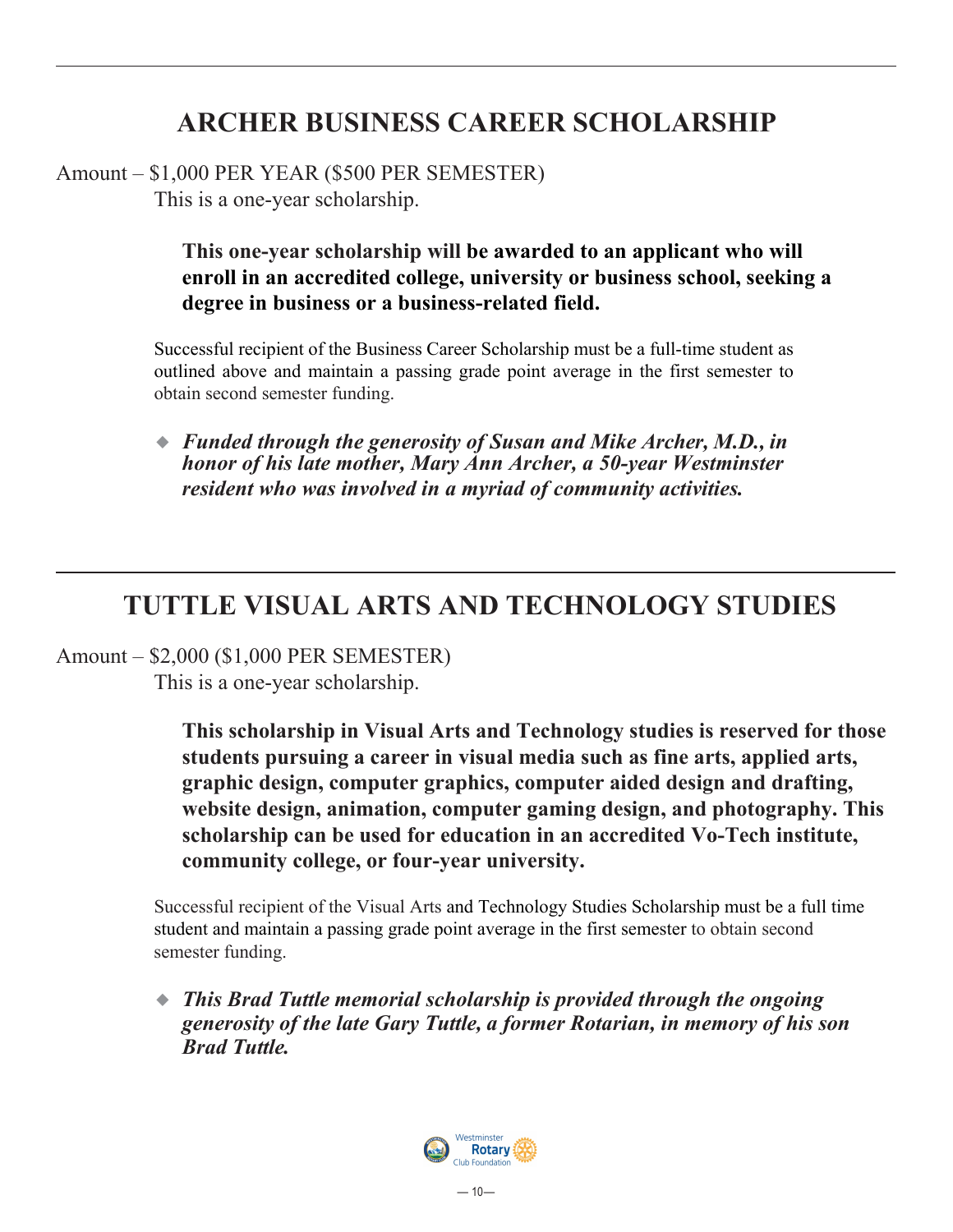## ARCHER BUSINESS CAREER SCHOLARSHIP

Amount – $1,000 PER YEAR ($500 PER SEMESTER)

This is a one-year scholarship.

**This one-year scholarship will be awarded to an applicant who will enroll in an accredited college, university or business school, seeking a degree in business or a business-related field.**

Successful recipient of the Business Career Scholarship must be a full-time student as outlined above and maintain a passing grade point average in the first semester to obtain second semester funding.

- ***Funded through the generosity of Susan and Mike Archer, M.D., in honor of his late mother, Mary Ann Archer, a 50-year Westminster resident who was involved in a myriad of community activities.***

## TUTTLE VISUAL ARTS AND TECHNOLOGY STUDIES

Amount – $2,000 ($1,000 PER SEMESTER)

This is a one-year scholarship.

**This scholarship in Visual Arts and Technology studies is reserved for those students pursuing a career in visual media such as fine arts, applied arts, graphic design, computer graphics, computer aided design and drafting, website design, animation, computer gaming design, and photography. This scholarship can be used for education in an accredited Vo-Tech institute, community college, or four-year university.**

Successful recipient of the Visual Arts and Technology Studies Scholarship must be a full time student and maintain a passing grade point average in the first semester to obtain second semester funding.

- ***This Brad Tuttle memorial scholarship is provided through the ongoing generosity of the late Gary Tuttle, a former Rotarian, in memory of his son Brad Tuttle.***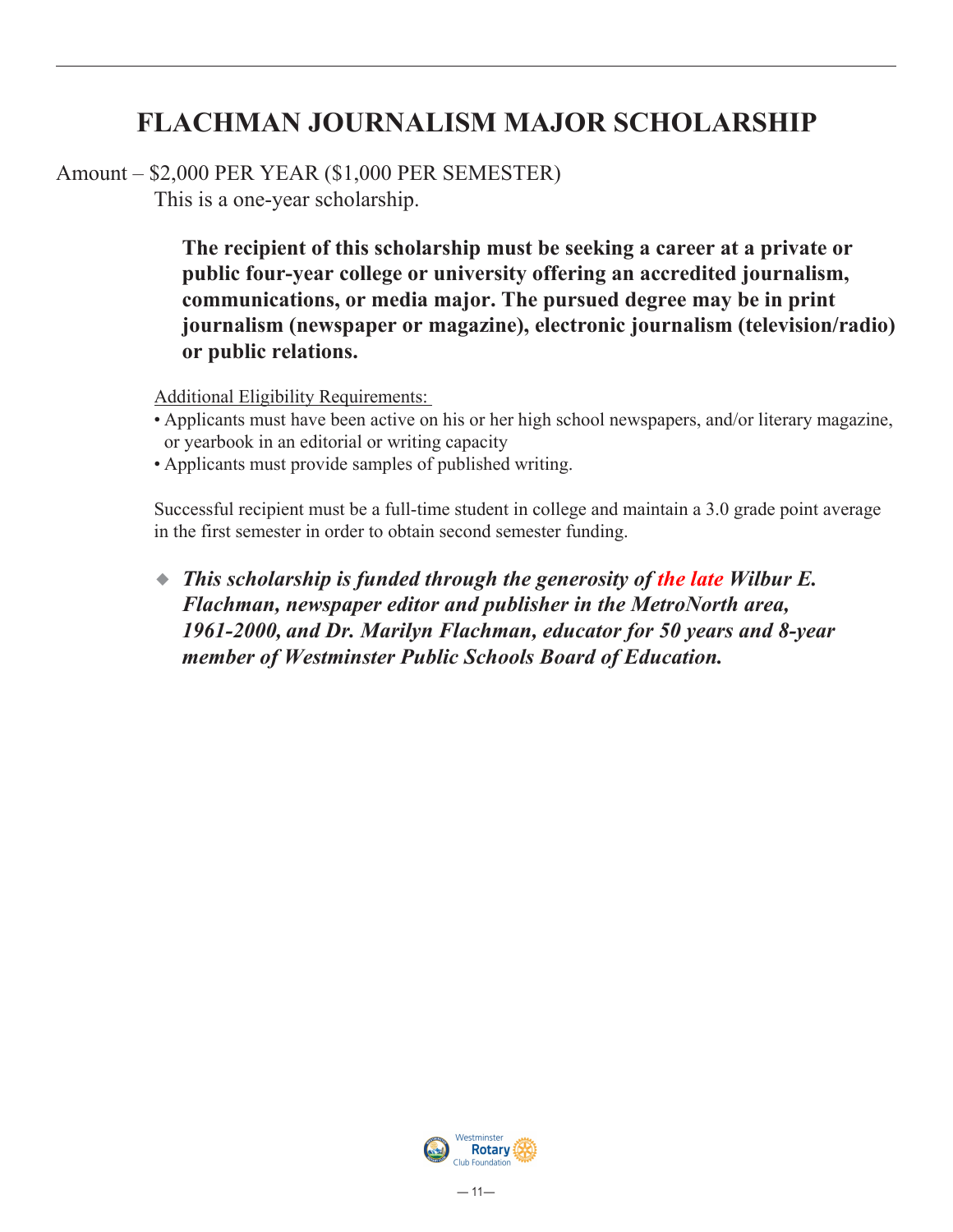# FLACHMAN JOURNALISM MAJOR SCHOLARSHIP

Amount – $2,000 PER YEAR ($1,000 PER SEMESTER)
This is a one-year scholarship.

**The recipient of this scholarship must be seeking a career at a private or public four-year college or university offering an accredited journalism, communications, or media major. The pursued degree may be in print journalism (newspaper or magazine), electronic journalism (television/radio) or public relations.**

Additional Eligibility Requirements:

- Applicants must have been active on his or her high school newspapers, and/or literary magazine, or yearbook in an editorial or writing capacity
- Applicants must provide samples of published writing.

Successful recipient must be a full-time student in college and maintain a 3.0 grade point average in the first semester in order to obtain second semester funding.

- ***This scholarship is funded through the generosity of the late Wilbur E. Flachman, newspaper editor and publisher in the MetroNorth area, 1961-2000, and Dr. Marilyn Flachman, educator for 50 years and 8-year member of Westminster Public Schools Board of Education.***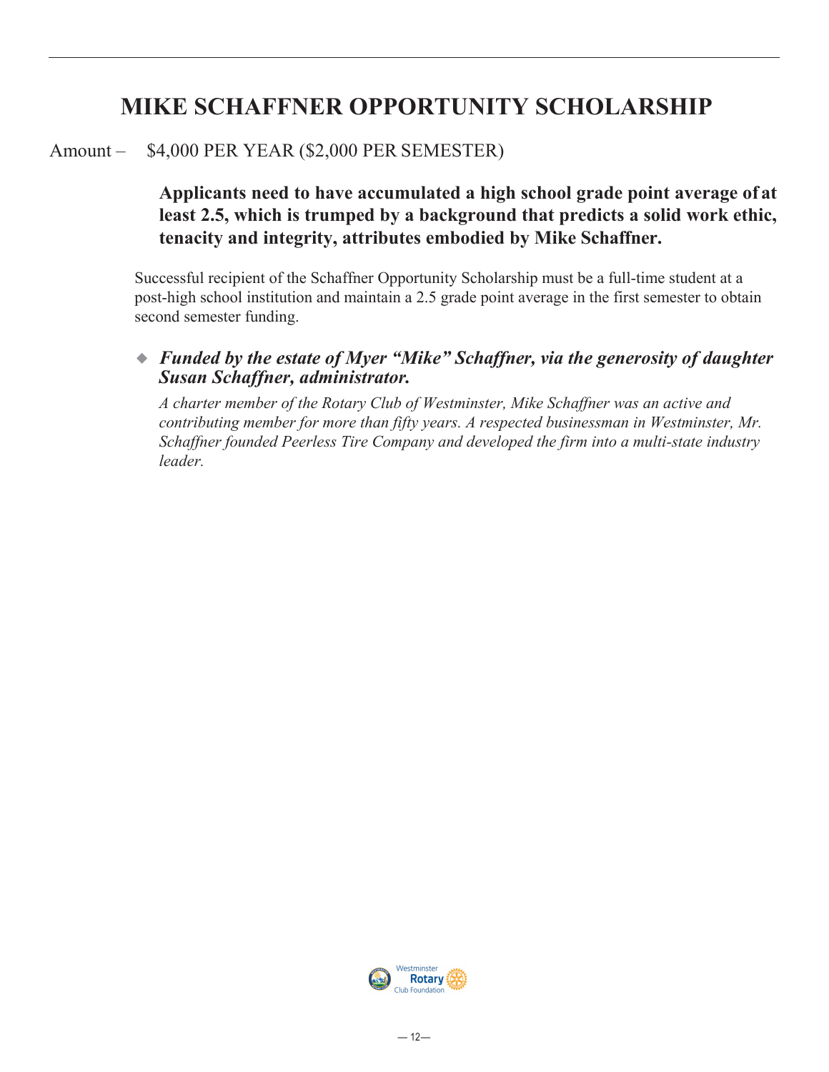# MIKE SCHAFFNER OPPORTUNITY SCHOLARSHIP

Amount – $4,000 PER YEAR ($2,000 PER SEMESTER)

**Applicants need to have accumulated a high school grade point average of at least 2.5, which is trumped by a background that predicts a solid work ethic, tenacity and integrity, attributes embodied by Mike Schaffner.**

Successful recipient of the Schaffner Opportunity Scholarship must be a full-time student at a post-high school institution and maintain a 2.5 grade point average in the first semester to obtain second semester funding.

- ***Funded by the estate of Myer "Mike" Schaffner, via the generosity of daughter Susan Schaffner, administrator.***

  *A charter member of the Rotary Club of Westminster, Mike Schaffner was an active and contributing member for more than fifty years. A respected businessman in Westminster, Mr. Schaffner founded Peerless Tire Company and developed the firm into a multi-state industry leader.*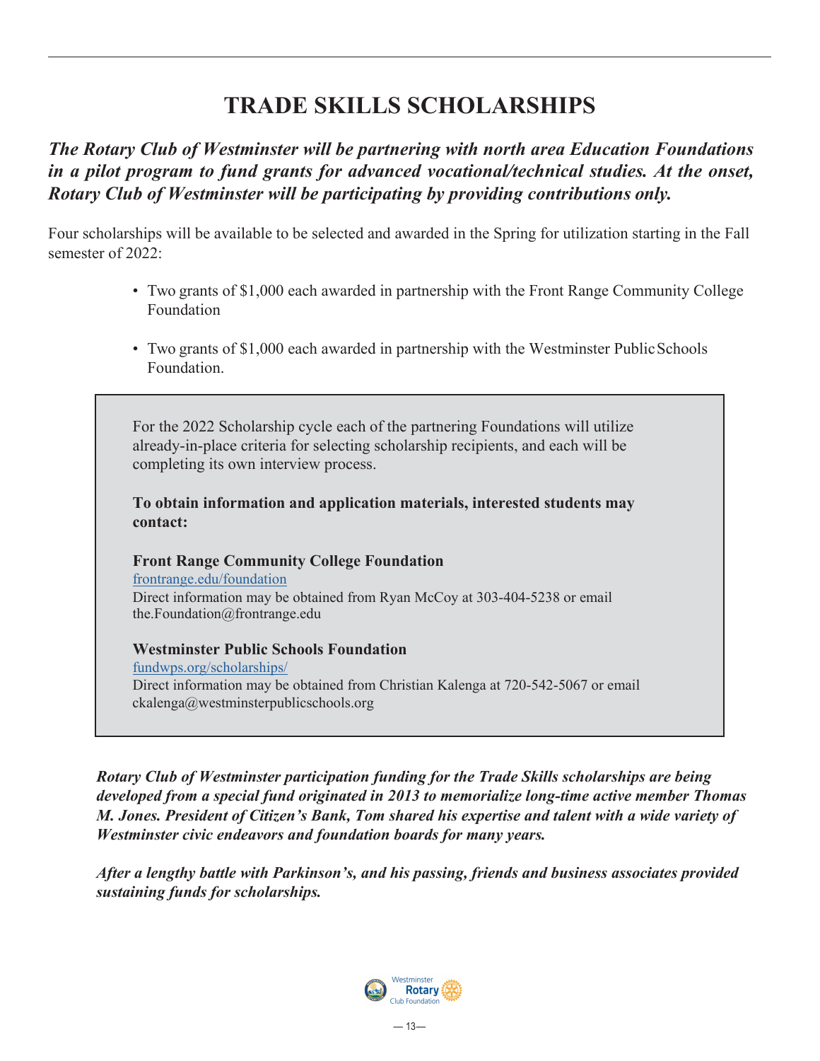# TRADE SKILLS SCHOLARSHIPS

***The Rotary Club of Westminster will be partnering with north area Education Foundations in a pilot program to fund grants for advanced vocational/technical studies. At the onset, Rotary Club of Westminster will be participating by providing contributions only.***

Four scholarships will be available to be selected and awarded in the Spring for utilization starting in the Fall semester of 2022:

- Two grants of $1,000 each awarded in partnership with the Front Range Community College Foundation
- Two grants of $1,000 each awarded in partnership with the Westminster Public Schools Foundation.

For the 2022 Scholarship cycle each of the partnering Foundations will utilize already-in-place criteria for selecting scholarship recipients, and each will be completing its own interview process.

**To obtain information and application materials, interested students may contact:**

**Front Range Community College Foundation**
frontrange.edu/foundation
Direct information may be obtained from Ryan McCoy at 303-404-5238 or email the.Foundation@frontrange.edu

**Westminster Public Schools Foundation**
fundwps.org/scholarships/
Direct information may be obtained from Christian Kalenga at 720-542-5067 or email ckalenga@westminsterpublicschools.org

***Rotary Club of Westminster participation funding for the Trade Skills scholarships are being developed from a special fund originated in 2013 to memorialize long-time active member Thomas M. Jones. President of Citizen's Bank, Tom shared his expertise and talent with a wide variety of Westminster civic endeavors and foundation boards for many years.***

***After a lengthy battle with Parkinson's, and his passing, friends and business associates provided sustaining funds for scholarships.***

Westminster Rotary Club Foundation